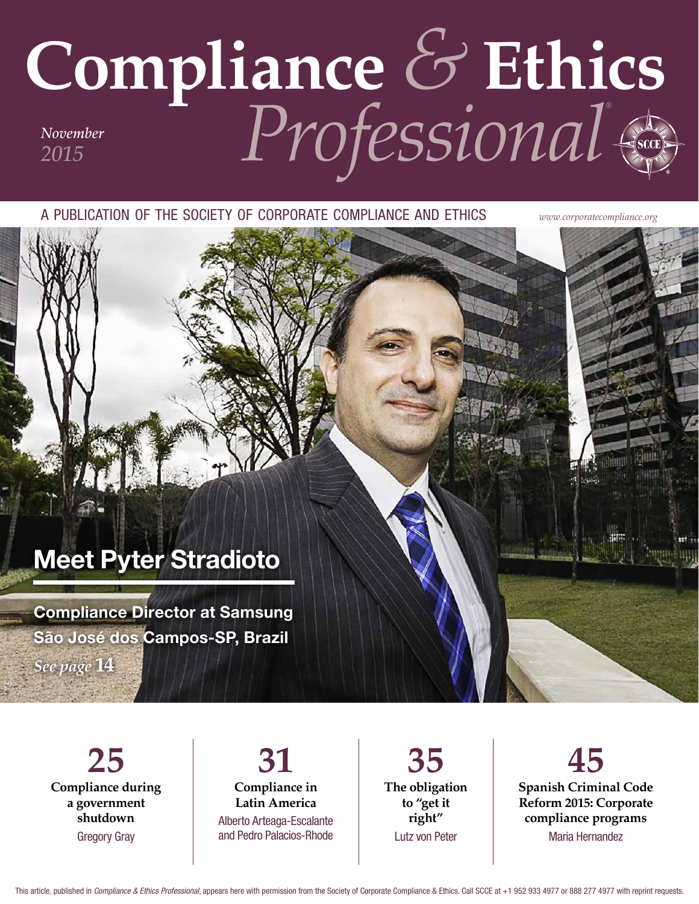# Compliance & Ethics Professional®

*November 2015*

A PUBLICATION OF THE SOCIETY OF CORPORATE COMPLIANCE AND ETHICS

*www.corporatecompliance.org*

## Meet Pyter Stradioto

**Compliance Director at Samsung**

**São José dos Campos-SP, Brazil**

*See page* **14**

**25**
**Compliance during a government shutdown**
Gregory Gray

**31**
**Compliance in Latin America**
Alberto Arteaga-Escalante and Pedro Palacios-Rhode

**35**
**The obligation to "get it right"**
Lutz von Peter

**45**
**Spanish Criminal Code Reform 2015: Corporate compliance programs**
Maria Hernandez

This article, published in *Compliance & Ethics Professional*, appears here with permission from the Society of Corporate Compliance & Ethics. Call SCCE at +1 952 933 4977 or 888 277 4977 with reprint requests.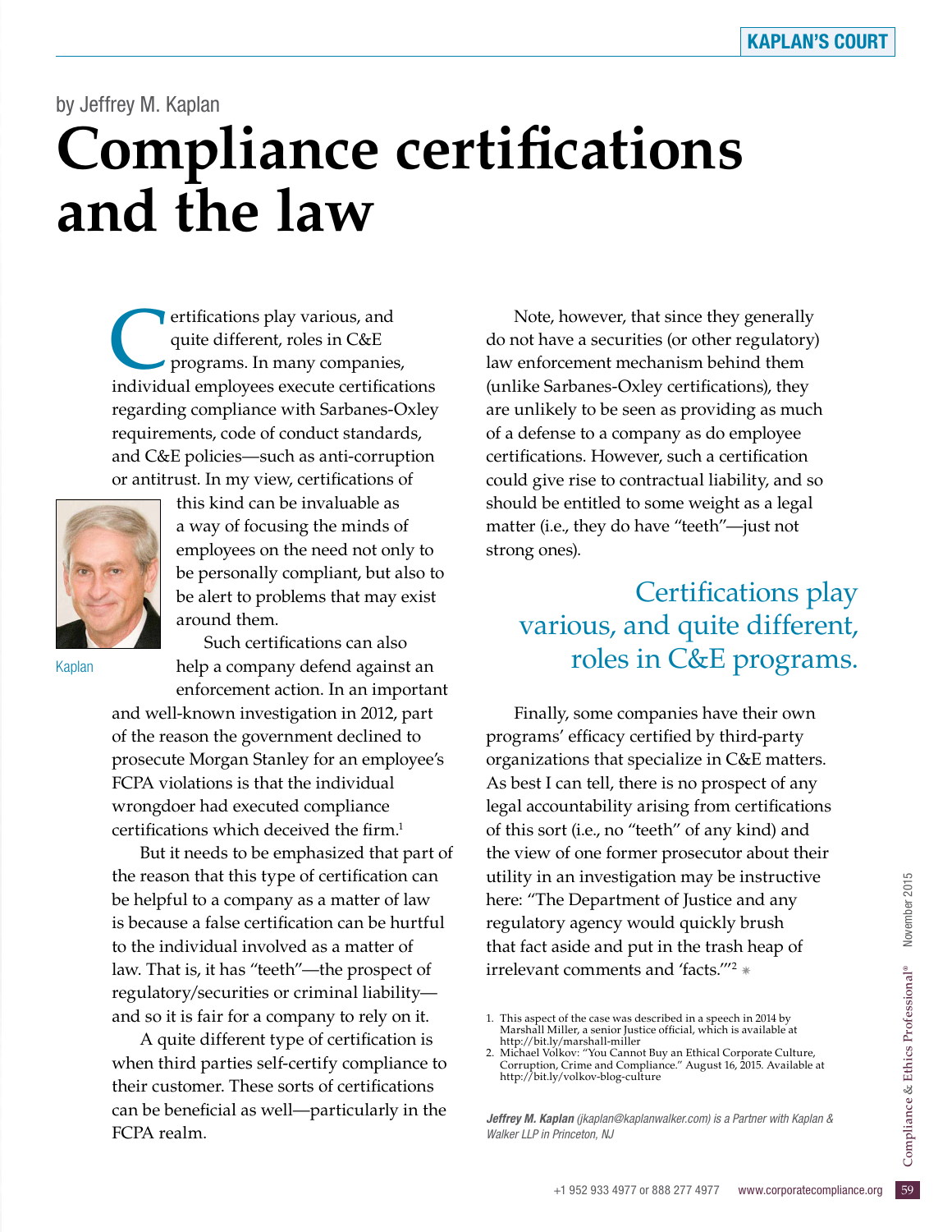by Jeffrey M. Kaplan

# Compliance certifications and the law

Certifications play various, and quite different, roles in C&E programs. In many companies, individual employees execute certifications regarding compliance with Sarbanes-Oxley requirements, code of conduct standards, and C&E policies—such as anti-corruption or antitrust. In my view, certifications of this kind can be invaluable as a way of focusing the minds of employees on the need not only to be personally compliant, but also to be alert to problems that may exist around them.

Kaplan

Such certifications can also help a company defend against an enforcement action. In an important and well-known investigation in 2012, part of the reason the government declined to prosecute Morgan Stanley for an employee's FCPA violations is that the individual wrongdoer had executed compliance certifications which deceived the firm.[1]

But it needs to be emphasized that part of the reason that this type of certification can be helpful to a company as a matter of law is because a false certification can be hurtful to the individual involved as a matter of law. That is, it has "teeth"—the prospect of regulatory/securities or criminal liability—and so it is fair for a company to rely on it.

A quite different type of certification is when third parties self-certify compliance to their customer. These sorts of certifications can be beneficial as well—particularly in the FCPA realm.

Note, however, that since they generally do not have a securities (or other regulatory) law enforcement mechanism behind them (unlike Sarbanes-Oxley certifications), they are unlikely to be seen as providing as much of a defense to a company as do employee certifications. However, such a certification could give rise to contractual liability, and so should be entitled to some weight as a legal matter (i.e., they do have "teeth"—just not strong ones).

> Certifications play various, and quite different, roles in C&E programs.

Finally, some companies have their own programs' efficacy certified by third-party organizations that specialize in C&E matters. As best I can tell, there is no prospect of any legal accountability arising from certifications of this sort (i.e., no "teeth" of any kind) and the view of one former prosecutor about their utility in an investigation may be instructive here: "The Department of Justice and any regulatory agency would quickly brush that fact aside and put in the trash heap of irrelevant comments and 'facts.'"[2]

1. This aspect of the case was described in a speech in 2014 by Marshall Miller, a senior Justice official, which is available at http://bit.ly/marshall-miller
2. Michael Volkov: "You Cannot Buy an Ethical Corporate Culture, Corruption, Crime and Compliance." August 16, 2015. Available at http://bit.ly/volkov-blog-culture

***Jeffrey M. Kaplan*** *(jkaplan@kaplanwalker.com) is a Partner with Kaplan & Walker LLP in Princeton, NJ*